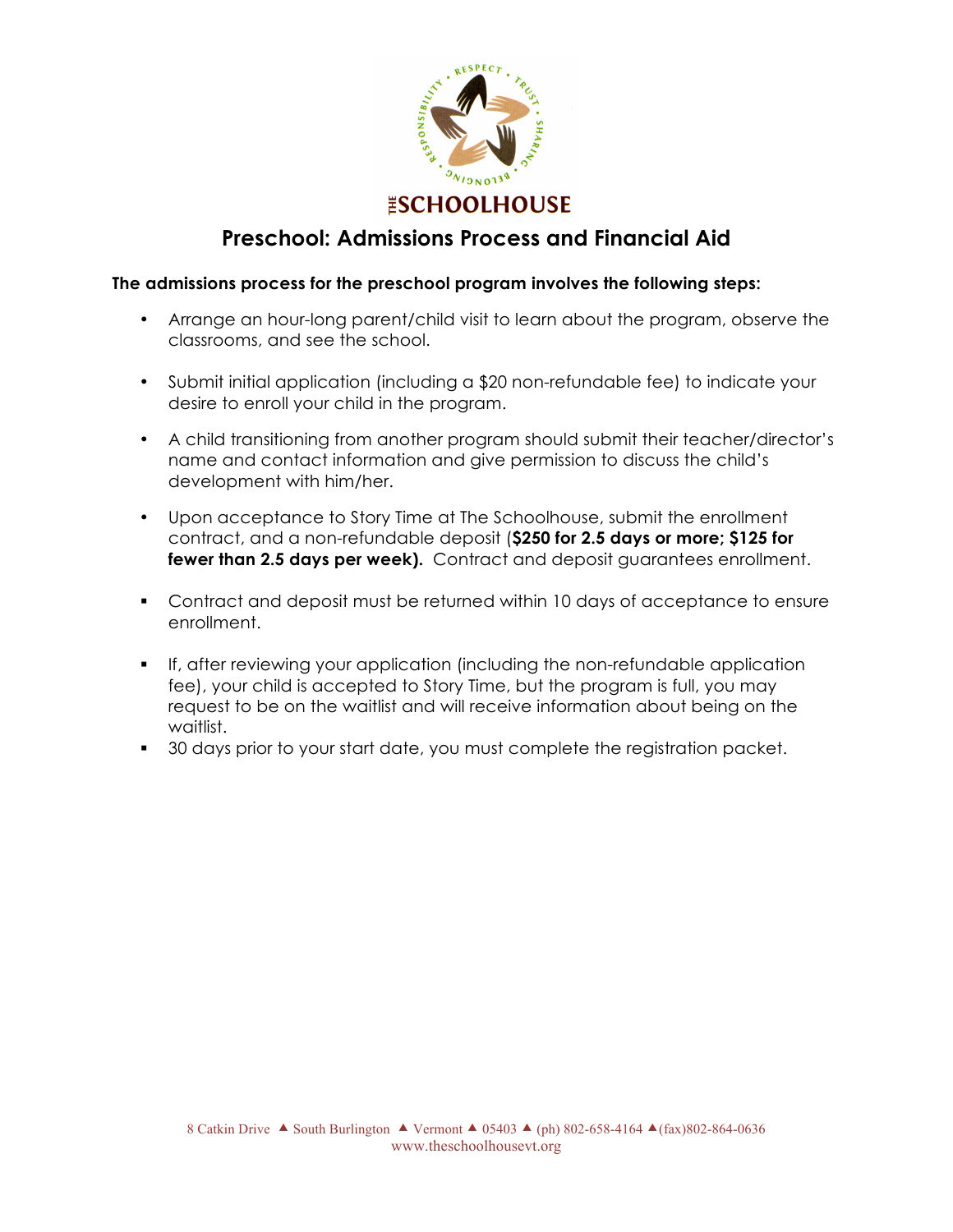THE SCHOOLHOUSE

# Preschool: Admissions Process and Financial Aid

**The admissions process for the preschool program involves the following steps:**

- Arrange an hour-long parent/child visit to learn about the program, observe the classrooms, and see the school.
- Submit initial application (including a $20 non-refundable fee) to indicate your desire to enroll your child in the program.
- A child transitioning from another program should submit their teacher/director's name and contact information and give permission to discuss the child's development with him/her.
- Upon acceptance to Story Time at The Schoolhouse, submit the enrollment contract, and a non-refundable deposit (**$250 for 2.5 days or more; $125 for fewer than 2.5 days per week).** Contract and deposit guarantees enrollment.
- Contract and deposit must be returned within 10 days of acceptance to ensure enrollment.
- If, after reviewing your application (including the non-refundable application fee), your child is accepted to Story Time, but the program is full, you may request to be on the waitlist and will receive information about being on the waitlist.
- 30 days prior to your start date, you must complete the registration packet.

8 Catkin Drive ▲ South Burlington ▲ Vermont ▲ 05403 ▲ (ph) 802-658-4164 ▲(fax)802-864-0636
www.theschoolhousevt.org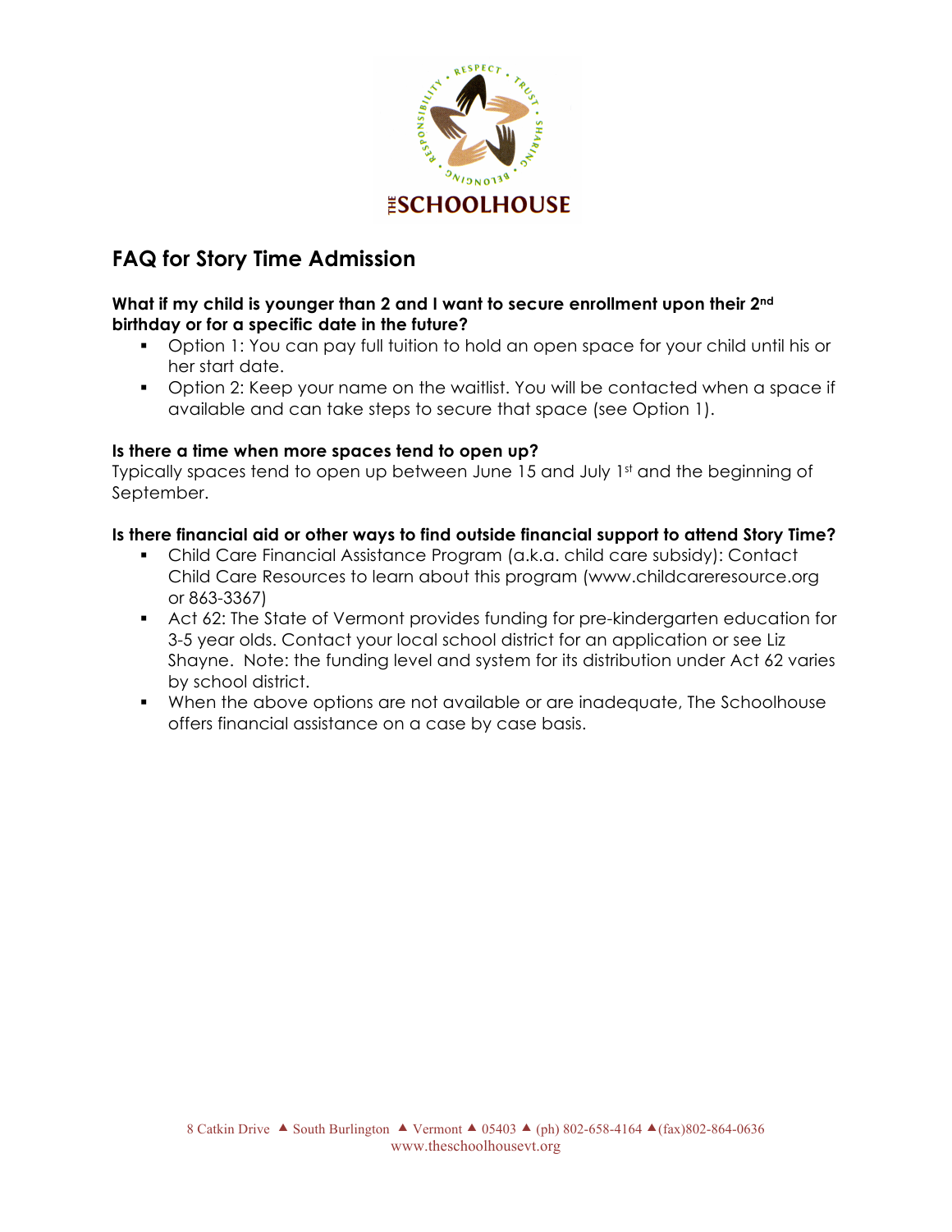## FAQ for Story Time Admission

**What if my child is younger than 2 and I want to secure enrollment upon their 2nd birthday or for a specific date in the future?**

- Option 1: You can pay full tuition to hold an open space for your child until his or her start date.
- Option 2: Keep your name on the waitlist. You will be contacted when a space if available and can take steps to secure that space (see Option 1).

**Is there a time when more spaces tend to open up?**

Typically spaces tend to open up between June 15 and July 1st and the beginning of September.

**Is there financial aid or other ways to find outside financial support to attend Story Time?**

- Child Care Financial Assistance Program (a.k.a. child care subsidy): Contact Child Care Resources to learn about this program (www.childcareresource.org or 863-3367)
- Act 62: The State of Vermont provides funding for pre-kindergarten education for 3-5 year olds. Contact your local school district for an application or see Liz Shayne. Note: the funding level and system for its distribution under Act 62 varies by school district.
- When the above options are not available or are inadequate, The Schoolhouse offers financial assistance on a case by case basis.

8 Catkin Drive ▲ South Burlington ▲ Vermont ▲ 05403 ▲ (ph) 802-658-4164 ▲(fax)802-864-0636
www.theschoolhousevt.org